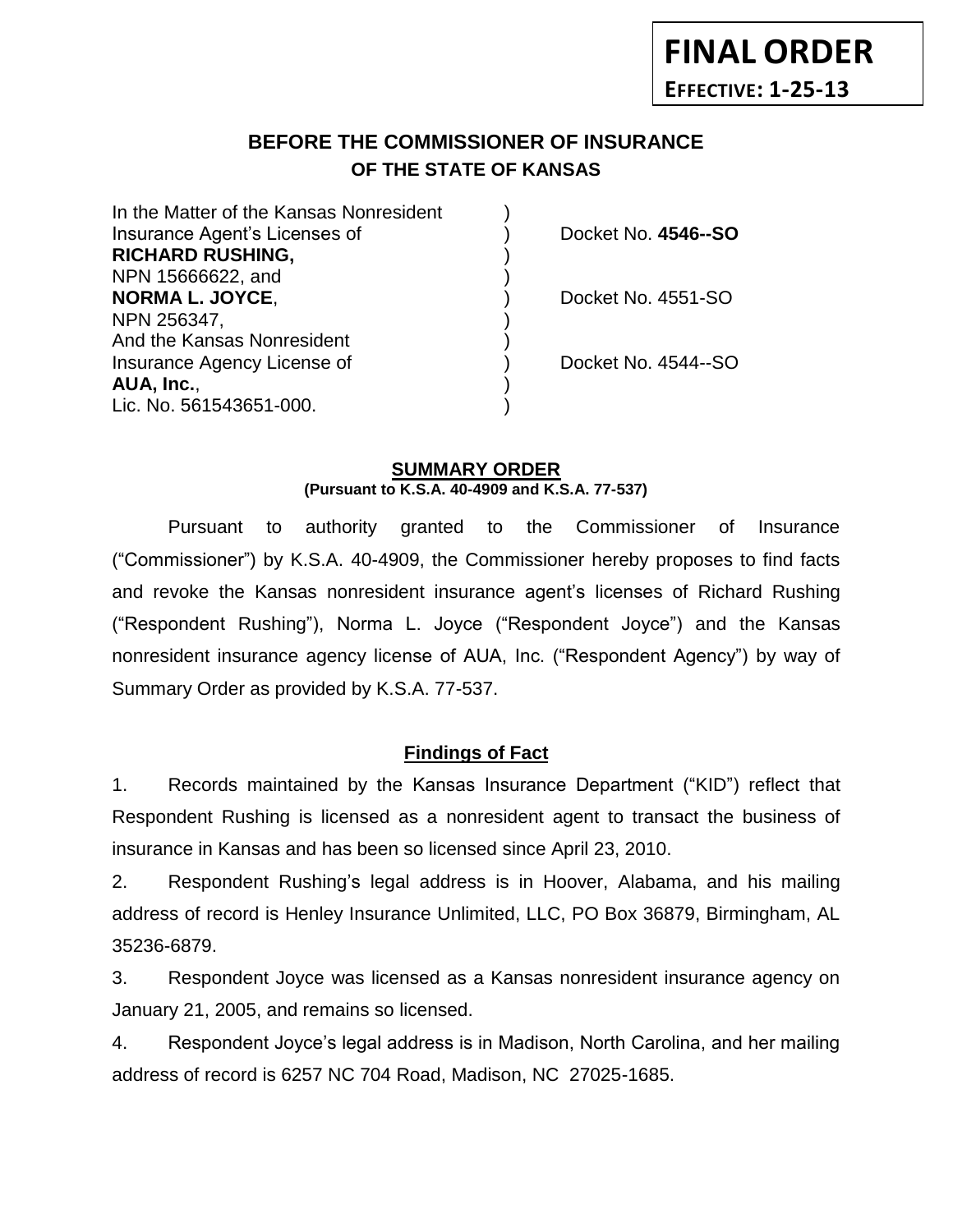**FINAL ORDER**

**EFFECTIVE: 1-25-13**

# BEFORE THE COMMISSIONER OF INSURANCE
## OF THE STATE OF KANSAS

| | | |
|---|---|---|
| In the Matter of the Kansas Nonresident | ) | |
| Insurance Agent's Licenses of | ) | Docket No. **4546--SO** |
| **RICHARD RUSHING,** | ) | |
| NPN 15666622, and | ) | |
| **NORMA L. JOYCE**, | ) | Docket No. 4551-SO |
| NPN 256347, | ) | |
| And the Kansas Nonresident | ) | |
| Insurance Agency License of | ) | Docket No. 4544--SO |
| **AUA, Inc.**, | ) | |
| Lic. No. 561543651-000. | ) | |

## SUMMARY ORDER
**(Pursuant to K.S.A. 40-4909 and K.S.A. 77-537)**

Pursuant to authority granted to the Commissioner of Insurance ("Commissioner") by K.S.A. 40-4909, the Commissioner hereby proposes to find facts and revoke the Kansas nonresident insurance agent's licenses of Richard Rushing ("Respondent Rushing"), Norma L. Joyce ("Respondent Joyce") and the Kansas nonresident insurance agency license of AUA, Inc. ("Respondent Agency") by way of Summary Order as provided by K.S.A. 77-537.

### Findings of Fact

1. Records maintained by the Kansas Insurance Department ("KID") reflect that Respondent Rushing is licensed as a nonresident agent to transact the business of insurance in Kansas and has been so licensed since April 23, 2010.

2. Respondent Rushing's legal address is in Hoover, Alabama, and his mailing address of record is Henley Insurance Unlimited, LLC, PO Box 36879, Birmingham, AL 35236-6879.

3. Respondent Joyce was licensed as a Kansas nonresident insurance agency on January 21, 2005, and remains so licensed.

4. Respondent Joyce's legal address is in Madison, North Carolina, and her mailing address of record is 6257 NC 704 Road, Madison, NC 27025-1685.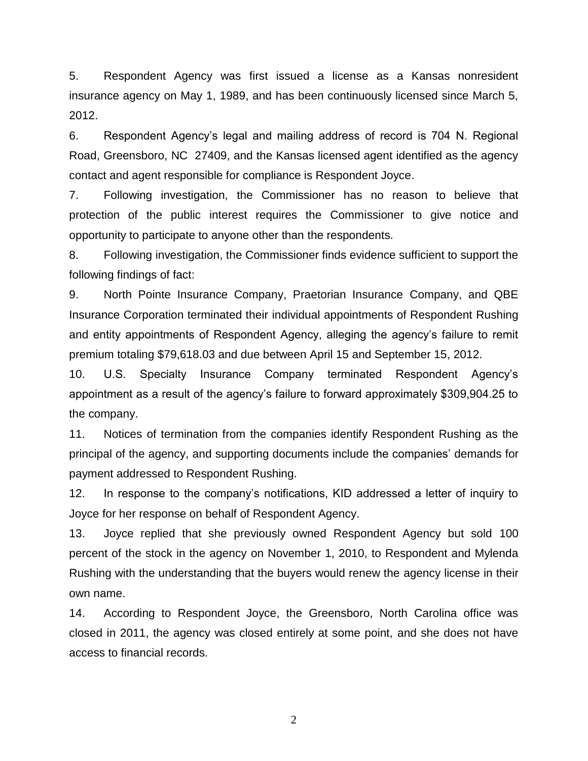5. Respondent Agency was first issued a license as a Kansas nonresident insurance agency on May 1, 1989, and has been continuously licensed since March 5, 2012.

6. Respondent Agency's legal and mailing address of record is 704 N. Regional Road, Greensboro, NC 27409, and the Kansas licensed agent identified as the agency contact and agent responsible for compliance is Respondent Joyce.

7. Following investigation, the Commissioner has no reason to believe that protection of the public interest requires the Commissioner to give notice and opportunity to participate to anyone other than the respondents.

8. Following investigation, the Commissioner finds evidence sufficient to support the following findings of fact:

9. North Pointe Insurance Company, Praetorian Insurance Company, and QBE Insurance Corporation terminated their individual appointments of Respondent Rushing and entity appointments of Respondent Agency, alleging the agency's failure to remit premium totaling $79,618.03 and due between April 15 and September 15, 2012.

10. U.S. Specialty Insurance Company terminated Respondent Agency's appointment as a result of the agency's failure to forward approximately $309,904.25 to the company.

11. Notices of termination from the companies identify Respondent Rushing as the principal of the agency, and supporting documents include the companies' demands for payment addressed to Respondent Rushing.

12. In response to the company's notifications, KID addressed a letter of inquiry to Joyce for her response on behalf of Respondent Agency.

13. Joyce replied that she previously owned Respondent Agency but sold 100 percent of the stock in the agency on November 1, 2010, to Respondent and Mylenda Rushing with the understanding that the buyers would renew the agency license in their own name.

14. According to Respondent Joyce, the Greensboro, North Carolina office was closed in 2011, the agency was closed entirely at some point, and she does not have access to financial records.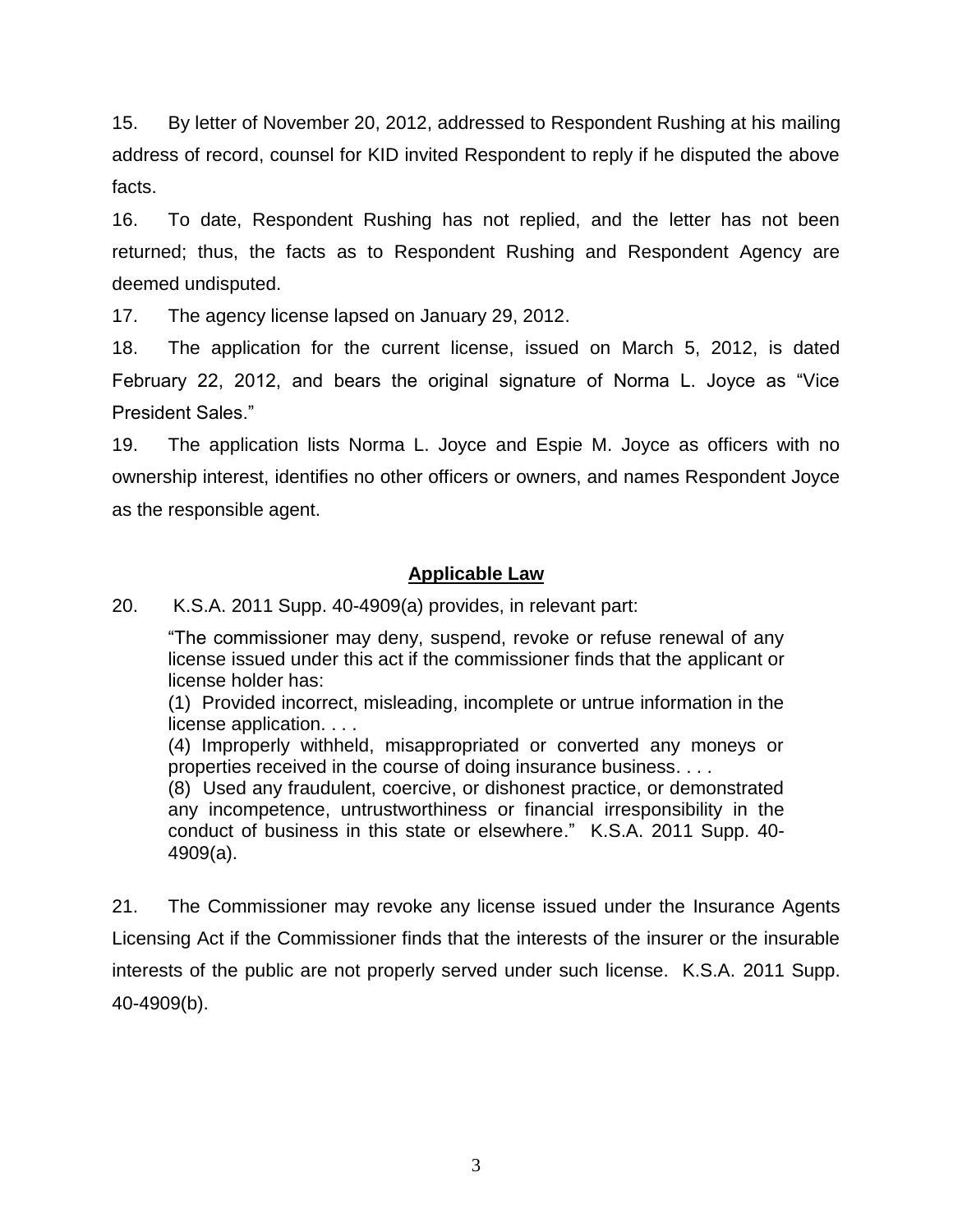15. By letter of November 20, 2012, addressed to Respondent Rushing at his mailing address of record, counsel for KID invited Respondent to reply if he disputed the above facts.

16. To date, Respondent Rushing has not replied, and the letter has not been returned; thus, the facts as to Respondent Rushing and Respondent Agency are deemed undisputed.

17. The agency license lapsed on January 29, 2012.

18. The application for the current license, issued on March 5, 2012, is dated February 22, 2012, and bears the original signature of Norma L. Joyce as "Vice President Sales."

19. The application lists Norma L. Joyce and Espie M. Joyce as officers with no ownership interest, identifies no other officers or owners, and names Respondent Joyce as the responsible agent.

## **Applicable Law**

20. K.S.A. 2011 Supp. 40-4909(a) provides, in relevant part:

> "The commissioner may deny, suspend, revoke or refuse renewal of any license issued under this act if the commissioner finds that the applicant or license holder has:
>
> (1) Provided incorrect, misleading, incomplete or untrue information in the license application. . . .
>
> (4) Improperly withheld, misappropriated or converted any moneys or properties received in the course of doing insurance business. . . .
>
> (8) Used any fraudulent, coercive, or dishonest practice, or demonstrated any incompetence, untrustworthiness or financial irresponsibility in the conduct of business in this state or elsewhere." K.S.A. 2011 Supp. 40-4909(a).

21. The Commissioner may revoke any license issued under the Insurance Agents Licensing Act if the Commissioner finds that the interests of the insurer or the insurable interests of the public are not properly served under such license. K.S.A. 2011 Supp. 40-4909(b).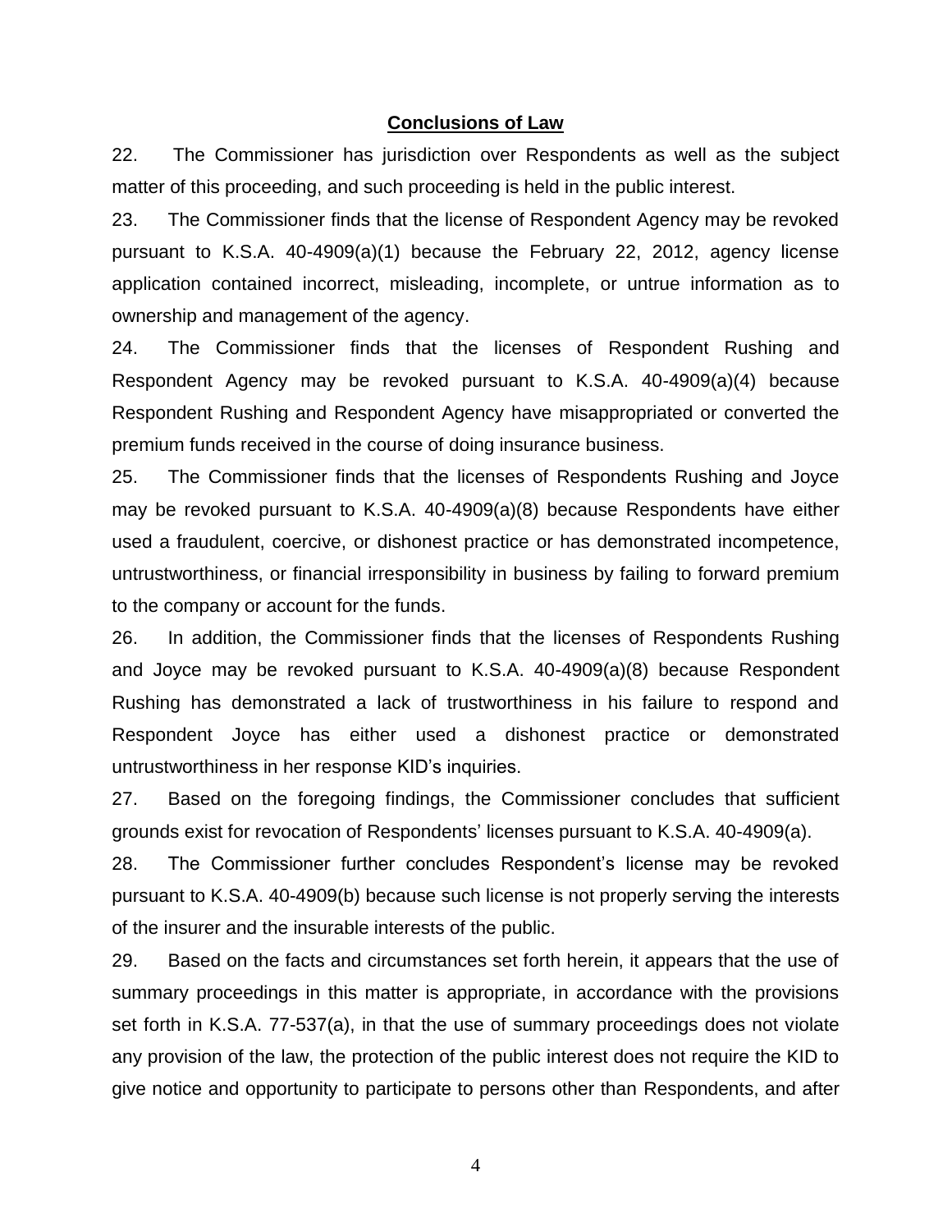## Conclusions of Law

22. The Commissioner has jurisdiction over Respondents as well as the subject matter of this proceeding, and such proceeding is held in the public interest.

23. The Commissioner finds that the license of Respondent Agency may be revoked pursuant to K.S.A. 40-4909(a)(1) because the February 22, 2012, agency license application contained incorrect, misleading, incomplete, or untrue information as to ownership and management of the agency.

24. The Commissioner finds that the licenses of Respondent Rushing and Respondent Agency may be revoked pursuant to K.S.A. 40-4909(a)(4) because Respondent Rushing and Respondent Agency have misappropriated or converted the premium funds received in the course of doing insurance business.

25. The Commissioner finds that the licenses of Respondents Rushing and Joyce may be revoked pursuant to K.S.A. 40-4909(a)(8) because Respondents have either used a fraudulent, coercive, or dishonest practice or has demonstrated incompetence, untrustworthiness, or financial irresponsibility in business by failing to forward premium to the company or account for the funds.

26. In addition, the Commissioner finds that the licenses of Respondents Rushing and Joyce may be revoked pursuant to K.S.A. 40-4909(a)(8) because Respondent Rushing has demonstrated a lack of trustworthiness in his failure to respond and Respondent Joyce has either used a dishonest practice or demonstrated untrustworthiness in her response KID's inquiries.

27. Based on the foregoing findings, the Commissioner concludes that sufficient grounds exist for revocation of Respondents' licenses pursuant to K.S.A. 40-4909(a).

28. The Commissioner further concludes Respondent's license may be revoked pursuant to K.S.A. 40-4909(b) because such license is not properly serving the interests of the insurer and the insurable interests of the public.

29. Based on the facts and circumstances set forth herein, it appears that the use of summary proceedings in this matter is appropriate, in accordance with the provisions set forth in K.S.A. 77-537(a), in that the use of summary proceedings does not violate any provision of the law, the protection of the public interest does not require the KID to give notice and opportunity to participate to persons other than Respondents, and after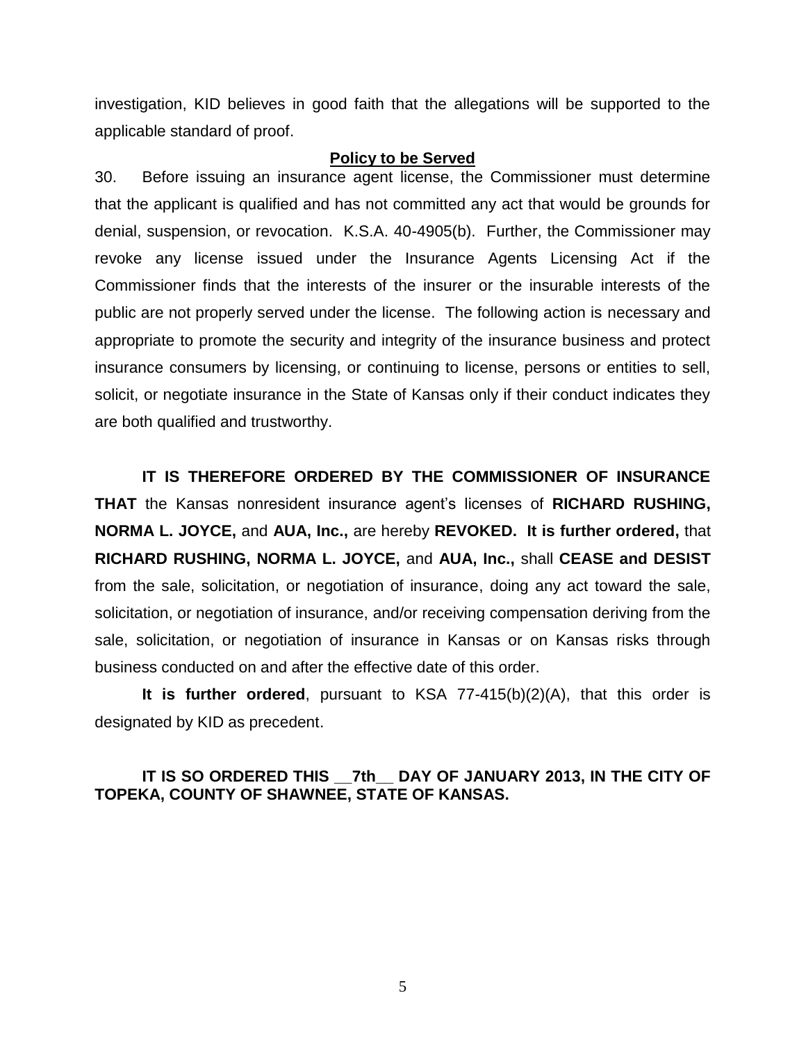investigation, KID believes in good faith that the allegations will be supported to the applicable standard of proof.

**Policy to be Served**

30. Before issuing an insurance agent license, the Commissioner must determine that the applicant is qualified and has not committed any act that would be grounds for denial, suspension, or revocation. K.S.A. 40-4905(b). Further, the Commissioner may revoke any license issued under the Insurance Agents Licensing Act if the Commissioner finds that the interests of the insurer or the insurable interests of the public are not properly served under the license. The following action is necessary and appropriate to promote the security and integrity of the insurance business and protect insurance consumers by licensing, or continuing to license, persons or entities to sell, solicit, or negotiate insurance in the State of Kansas only if their conduct indicates they are both qualified and trustworthy.

**IT IS THEREFORE ORDERED BY THE COMMISSIONER OF INSURANCE THAT** the Kansas nonresident insurance agent's licenses of **RICHARD RUSHING, NORMA L. JOYCE,** and **AUA, Inc.,** are hereby **REVOKED. It is further ordered,** that **RICHARD RUSHING, NORMA L. JOYCE,** and **AUA, Inc.,** shall **CEASE and DESIST** from the sale, solicitation, or negotiation of insurance, doing any act toward the sale, solicitation, or negotiation of insurance, and/or receiving compensation deriving from the sale, solicitation, or negotiation of insurance in Kansas or on Kansas risks through business conducted on and after the effective date of this order.

**It is further ordered**, pursuant to KSA 77-415(b)(2)(A), that this order is designated by KID as precedent.

**IT IS SO ORDERED THIS \_\_7th\_\_ DAY OF JANUARY 2013, IN THE CITY OF TOPEKA, COUNTY OF SHAWNEE, STATE OF KANSAS.**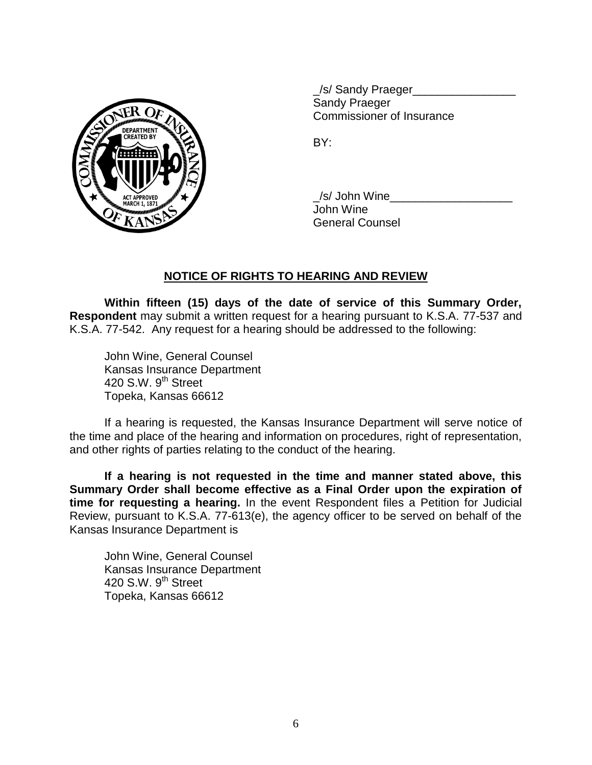_/s/ Sandy Praeger________________
Sandy Praeger
Commissioner of Insurance

BY:

_/s/ John Wine___________________
John Wine
General Counsel

## NOTICE OF RIGHTS TO HEARING AND REVIEW

**Within fifteen (15) days of the date of service of this Summary Order, Respondent** may submit a written request for a hearing pursuant to K.S.A. 77-537 and K.S.A. 77-542. Any request for a hearing should be addressed to the following:

John Wine, General Counsel
Kansas Insurance Department
420 S.W. 9th Street
Topeka, Kansas 66612

If a hearing is requested, the Kansas Insurance Department will serve notice of the time and place of the hearing and information on procedures, right of representation, and other rights of parties relating to the conduct of the hearing.

**If a hearing is not requested in the time and manner stated above, this Summary Order shall become effective as a Final Order upon the expiration of time for requesting a hearing.** In the event Respondent files a Petition for Judicial Review, pursuant to K.S.A. 77-613(e), the agency officer to be served on behalf of the Kansas Insurance Department is

John Wine, General Counsel
Kansas Insurance Department
420 S.W. 9th Street
Topeka, Kansas 66612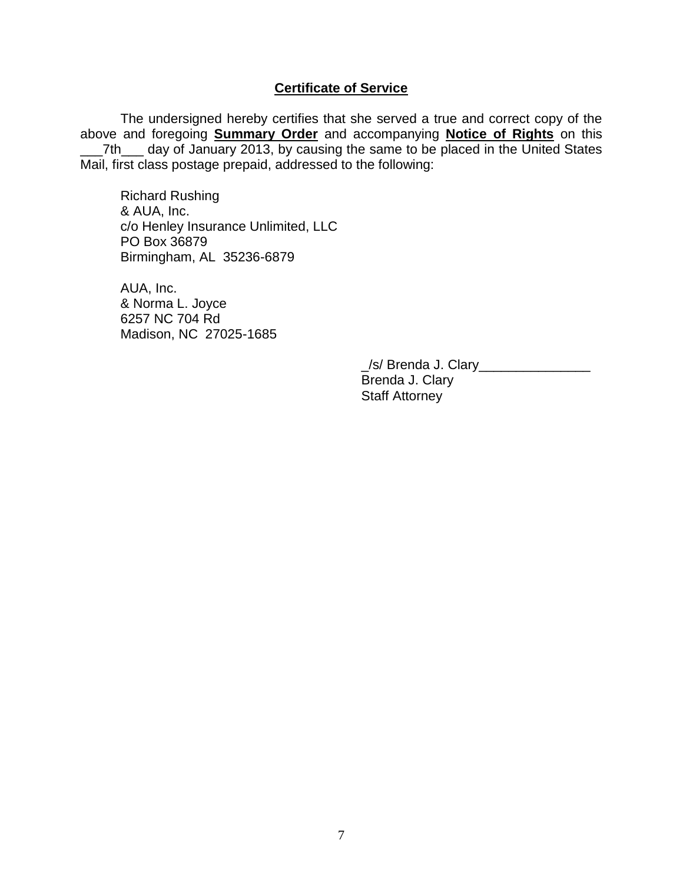**Certificate of Service**

The undersigned hereby certifies that she served a true and correct copy of the above and foregoing **Summary Order** and accompanying **Notice of Rights** on this ___7th___ day of January 2013, by causing the same to be placed in the United States Mail, first class postage prepaid, addressed to the following:

Richard Rushing
& AUA, Inc.
c/o Henley Insurance Unlimited, LLC
PO Box 36879
Birmingham, AL 35236-6879

AUA, Inc.
& Norma L. Joyce
6257 NC 704 Rd
Madison, NC 27025-1685

_/s/ Brenda J. Clary_______________
Brenda J. Clary
Staff Attorney